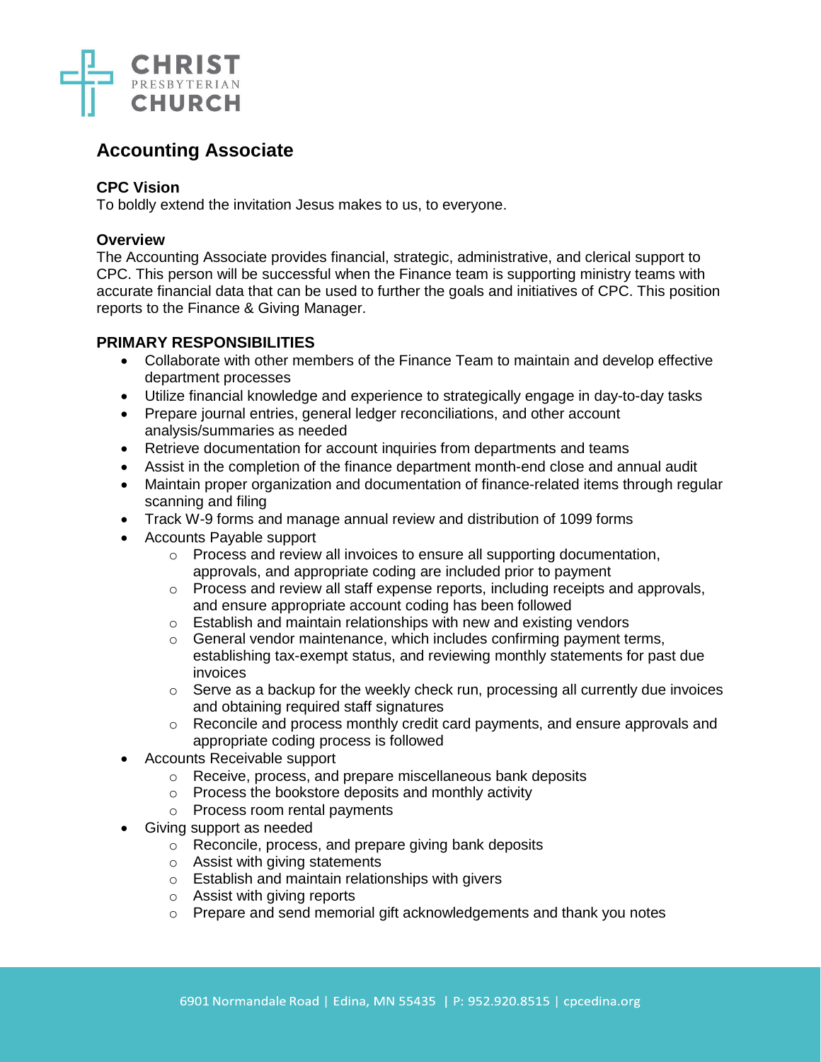# Accounting Associate

### CPC Vision

To boldly extend the invitation Jesus makes to us, to everyone.

### Overview

The Accounting Associate provides financial, strategic, administrative, and clerical support to CPC. This person will be successful when the Finance team is supporting ministry teams with accurate financial data that can be used to further the goals and initiatives of CPC. This position reports to the Finance & Giving Manager.

### PRIMARY RESPONSIBILITIES

- Collaborate with other members of the Finance Team to maintain and develop effective department processes
- Utilize financial knowledge and experience to strategically engage in day-to-day tasks
- Prepare journal entries, general ledger reconciliations, and other account analysis/summaries as needed
- Retrieve documentation for account inquiries from departments and teams
- Assist in the completion of the finance department month-end close and annual audit
- Maintain proper organization and documentation of finance-related items through regular scanning and filing
- Track W-9 forms and manage annual review and distribution of 1099 forms
- Accounts Payable support
  - Process and review all invoices to ensure all supporting documentation, approvals, and appropriate coding are included prior to payment
  - Process and review all staff expense reports, including receipts and approvals, and ensure appropriate account coding has been followed
  - Establish and maintain relationships with new and existing vendors
  - General vendor maintenance, which includes confirming payment terms, establishing tax-exempt status, and reviewing monthly statements for past due invoices
  - Serve as a backup for the weekly check run, processing all currently due invoices and obtaining required staff signatures
  - Reconcile and process monthly credit card payments, and ensure approvals and appropriate coding process is followed
- Accounts Receivable support
  - Receive, process, and prepare miscellaneous bank deposits
  - Process the bookstore deposits and monthly activity
  - Process room rental payments
- Giving support as needed
  - Reconcile, process, and prepare giving bank deposits
  - Assist with giving statements
  - Establish and maintain relationships with givers
  - Assist with giving reports
  - Prepare and send memorial gift acknowledgements and thank you notes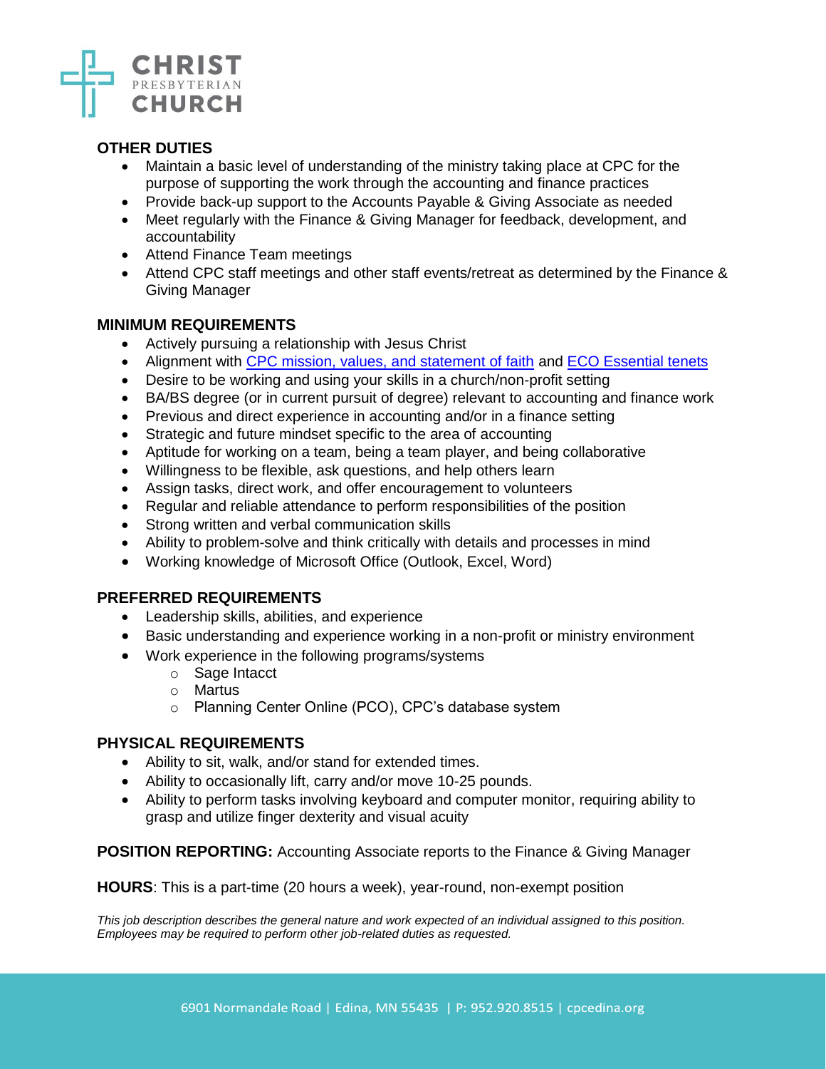## OTHER DUTIES

- Maintain a basic level of understanding of the ministry taking place at CPC for the purpose of supporting the work through the accounting and finance practices
- Provide back-up support to the Accounts Payable & Giving Associate as needed
- Meet regularly with the Finance & Giving Manager for feedback, development, and accountability
- Attend Finance Team meetings
- Attend CPC staff meetings and other staff events/retreat as determined by the Finance & Giving Manager

## MINIMUM REQUIREMENTS

- Actively pursuing a relationship with Jesus Christ
- Alignment with CPC mission, values, and statement of faith and ECO Essential tenets
- Desire to be working and using your skills in a church/non-profit setting
- BA/BS degree (or in current pursuit of degree) relevant to accounting and finance work
- Previous and direct experience in accounting and/or in a finance setting
- Strategic and future mindset specific to the area of accounting
- Aptitude for working on a team, being a team player, and being collaborative
- Willingness to be flexible, ask questions, and help others learn
- Assign tasks, direct work, and offer encouragement to volunteers
- Regular and reliable attendance to perform responsibilities of the position
- Strong written and verbal communication skills
- Ability to problem-solve and think critically with details and processes in mind
- Working knowledge of Microsoft Office (Outlook, Excel, Word)

## PREFERRED REQUIREMENTS

- Leadership skills, abilities, and experience
- Basic understanding and experience working in a non-profit or ministry environment
- Work experience in the following programs/systems
  - Sage Intacct
  - Martus
  - Planning Center Online (PCO), CPC's database system

## PHYSICAL REQUIREMENTS

- Ability to sit, walk, and/or stand for extended times.
- Ability to occasionally lift, carry and/or move 10-25 pounds.
- Ability to perform tasks involving keyboard and computer monitor, requiring ability to grasp and utilize finger dexterity and visual acuity

**POSITION REPORTING:** Accounting Associate reports to the Finance & Giving Manager

**HOURS**: This is a part-time (20 hours a week), year-round, non-exempt position

*This job description describes the general nature and work expected of an individual assigned to this position. Employees may be required to perform other job-related duties as requested.*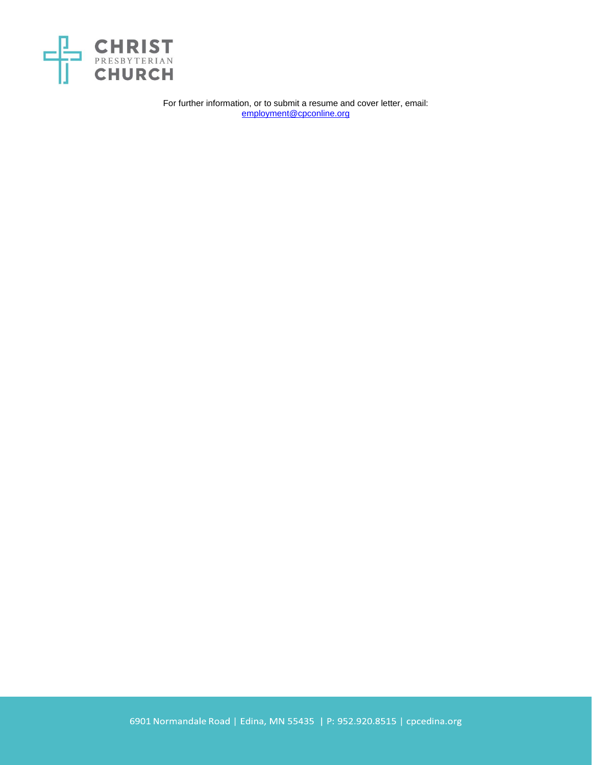For further information, or to submit a resume and cover letter, email:
employment@cpconline.org